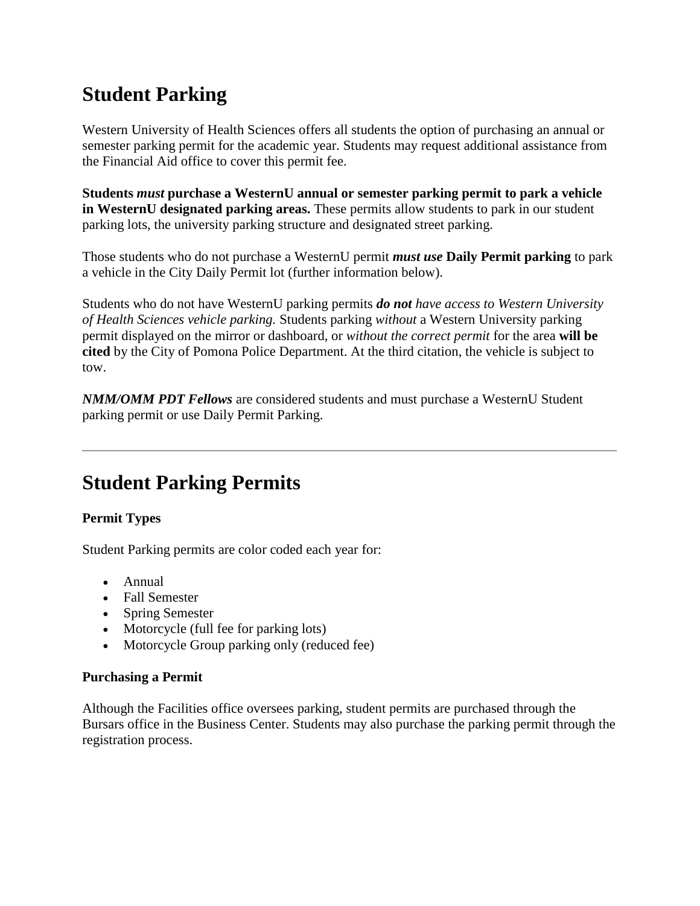# Student Parking

Western University of Health Sciences offers all students the option of purchasing an annual or semester parking permit for the academic year. Students may request additional assistance from the Financial Aid office to cover this permit fee.

**Students *must* purchase a WesternU annual or semester parking permit to park a vehicle in WesternU designated parking areas.** These permits allow students to park in our student parking lots, the university parking structure and designated street parking.

Those students who do not purchase a WesternU permit ***must use*** **Daily Permit parking** to park a vehicle in the City Daily Permit lot (further information below).

Students who do not have WesternU parking permits ***do not*** *have access to Western University of Health Sciences vehicle parking.* Students parking *without* a Western University parking permit displayed on the mirror or dashboard, or *without the correct permit* for the area **will be cited** by the City of Pomona Police Department. At the third citation, the vehicle is subject to tow.

***NMM/OMM PDT Fellows*** are considered students and must purchase a WesternU Student parking permit or use Daily Permit Parking.

---

# Student Parking Permits

**Permit Types**

Student Parking permits are color coded each year for:

- Annual
- Fall Semester
- Spring Semester
- Motorcycle (full fee for parking lots)
- Motorcycle Group parking only (reduced fee)

**Purchasing a Permit**

Although the Facilities office oversees parking, student permits are purchased through the Bursars office in the Business Center. Students may also purchase the parking permit through the registration process.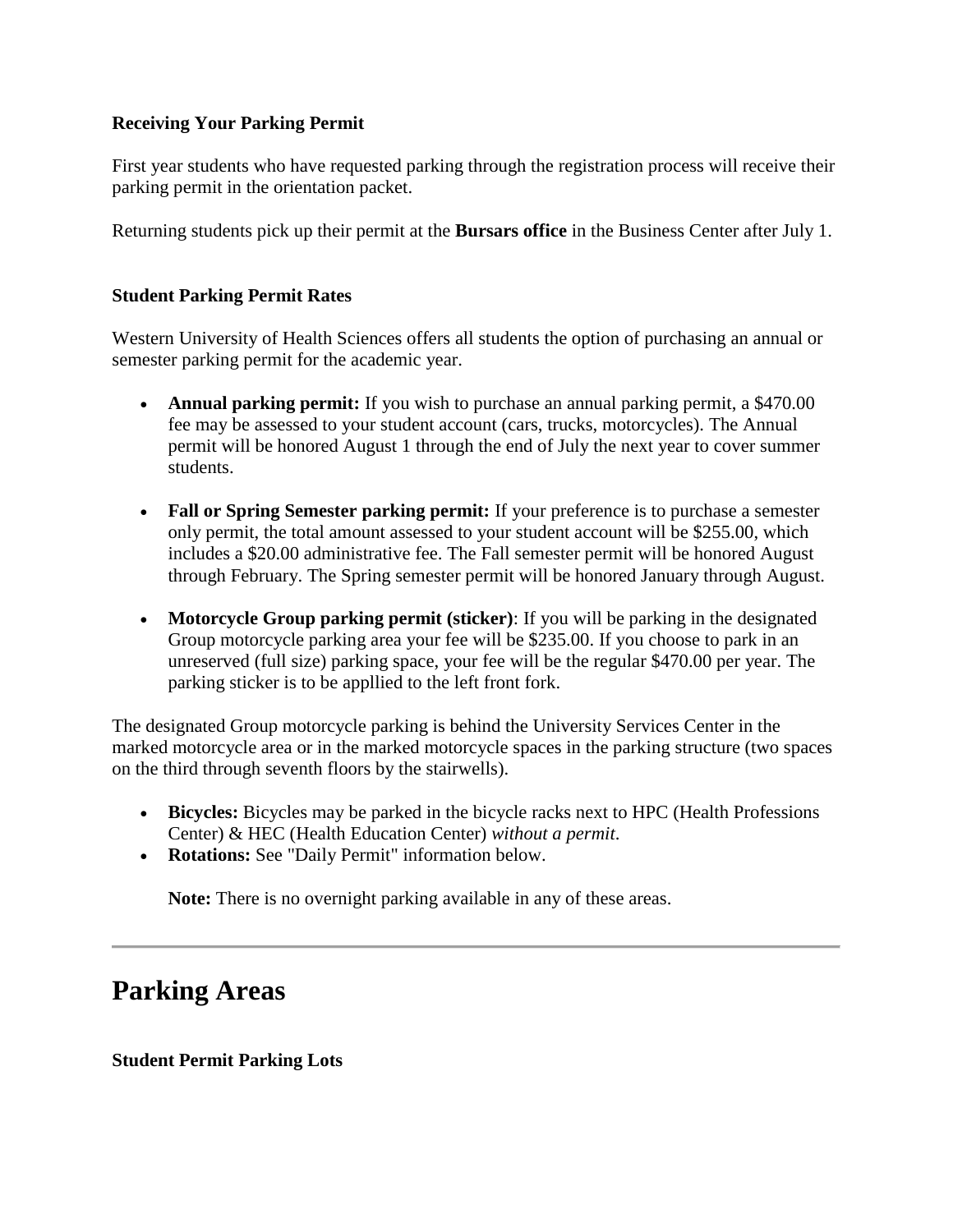**Receiving Your Parking Permit**

First year students who have requested parking through the registration process will receive their parking permit in the orientation packet.

Returning students pick up their permit at the **Bursars office** in the Business Center after July 1.

**Student Parking Permit Rates**

Western University of Health Sciences offers all students the option of purchasing an annual or semester parking permit for the academic year.

- **Annual parking permit:** If you wish to purchase an annual parking permit, a $470.00 fee may be assessed to your student account (cars, trucks, motorcycles). The Annual permit will be honored August 1 through the end of July the next year to cover summer students.

- **Fall or Spring Semester parking permit:** If your preference is to purchase a semester only permit, the total amount assessed to your student account will be $255.00, which includes a $20.00 administrative fee. The Fall semester permit will be honored August through February. The Spring semester permit will be honored January through August.

- **Motorcycle Group parking permit (sticker)**: If you will be parking in the designated Group motorcycle parking area your fee will be $235.00. If you choose to park in an unreserved (full size) parking space, your fee will be the regular $470.00 per year. The parking sticker is to be appllied to the left front fork.

The designated Group motorcycle parking is behind the University Services Center in the marked motorcycle area or in the marked motorcycle spaces in the parking structure (two spaces on the third through seventh floors by the stairwells).

- **Bicycles:** Bicycles may be parked in the bicycle racks next to HPC (Health Professions Center) & HEC (Health Education Center) *without a permit*.
- **Rotations:** See "Daily Permit" information below.

  **Note:** There is no overnight parking available in any of these areas.

---

# Parking Areas

**Student Permit Parking Lots**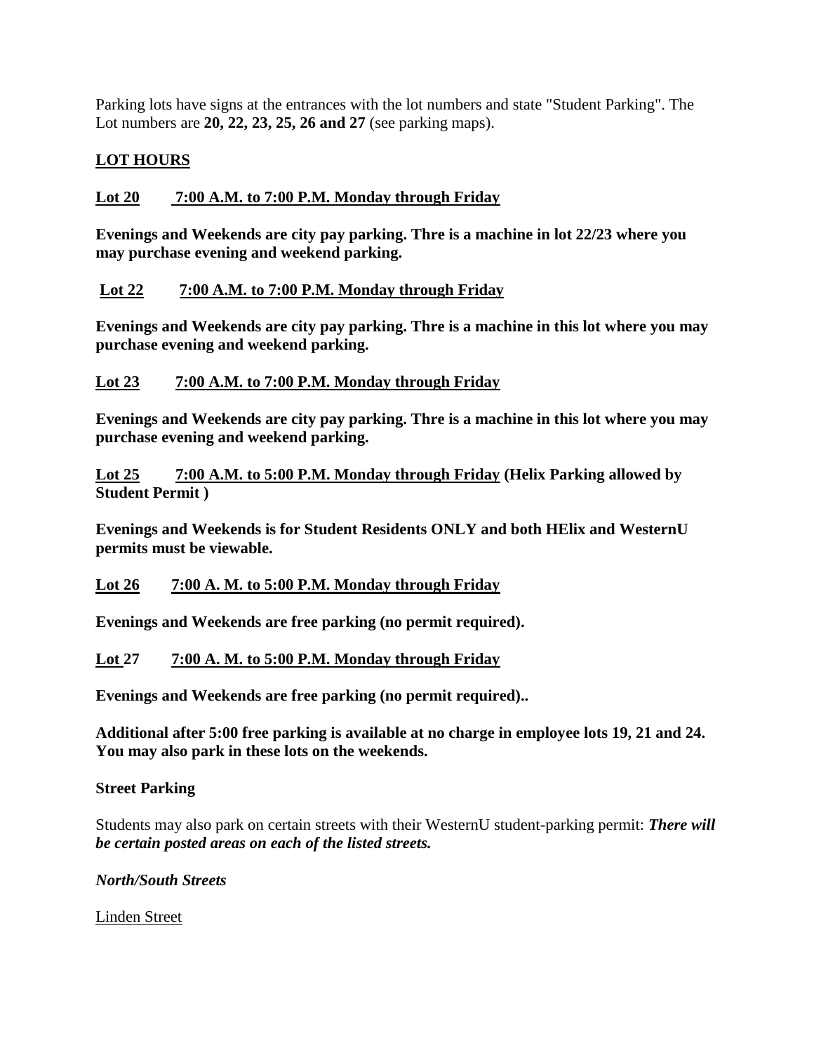Parking lots have signs at the entrances with the lot numbers and state "Student Parking". The Lot numbers are **20, 22, 23, 25, 26 and 27** (see parking maps).

**LOT HOURS**

**Lot 20 7:00 A.M. to 7:00 P.M. Monday through Friday**

**Evenings and Weekends are city pay parking. Thre is a machine in lot 22/23 where you may purchase evening and weekend parking.**

**Lot 22 7:00 A.M. to 7:00 P.M. Monday through Friday**

**Evenings and Weekends are city pay parking. Thre is a machine in this lot where you may purchase evening and weekend parking.**

**Lot 23 7:00 A.M. to 7:00 P.M. Monday through Friday**

**Evenings and Weekends are city pay parking. Thre is a machine in this lot where you may purchase evening and weekend parking.**

**Lot 25 7:00 A.M. to 5:00 P.M. Monday through Friday (Helix Parking allowed by Student Permit )**

**Evenings and Weekends is for Student Residents ONLY and both HElix and WesternU permits must be viewable.**

**Lot 26 7:00 A. M. to 5:00 P.M. Monday through Friday**

**Evenings and Weekends are free parking (no permit required).**

**Lot 27 7:00 A. M. to 5:00 P.M. Monday through Friday**

**Evenings and Weekends are free parking (no permit required)..**

**Additional after 5:00 free parking is available at no charge in employee lots 19, 21 and 24. You may also park in these lots on the weekends.**

**Street Parking**

Students may also park on certain streets with their WesternU student-parking permit: ***There will be certain posted areas on each of the listed streets.***

*North/South Streets*

Linden Street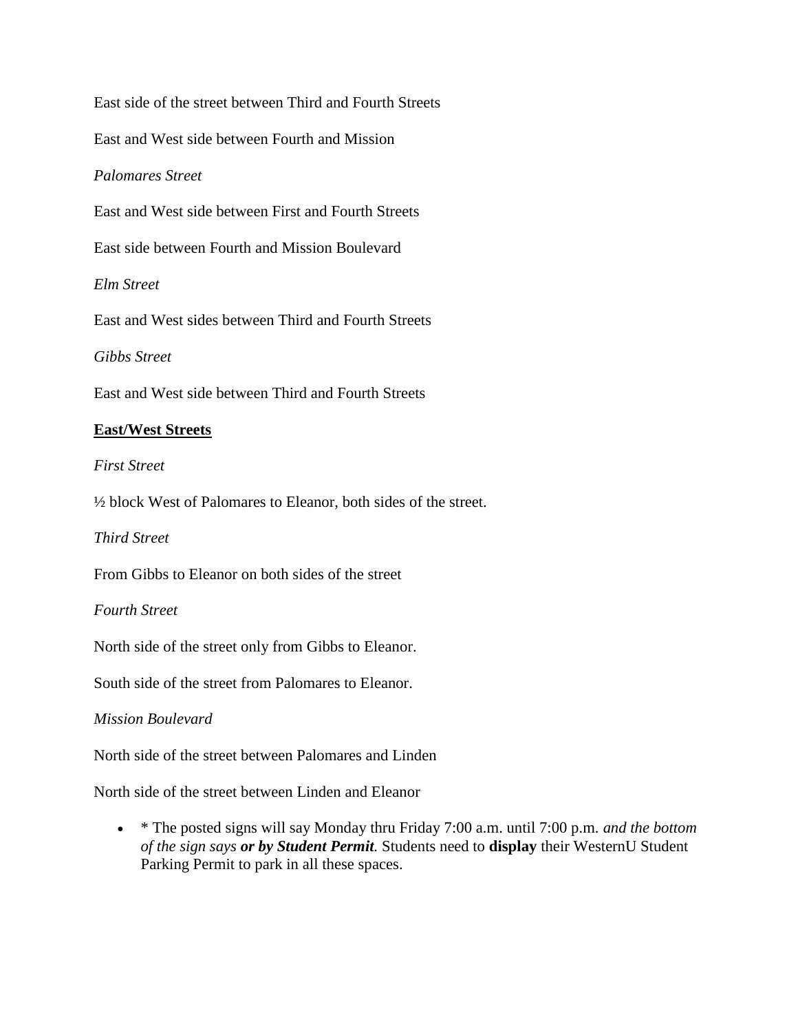East side of the street between Third and Fourth Streets

East and West side between Fourth and Mission

*Palomares Street*

East and West side between First and Fourth Streets

East side between Fourth and Mission Boulevard

*Elm Street*

East and West sides between Third and Fourth Streets

*Gibbs Street*

East and West side between Third and Fourth Streets

**East/West Streets**

*First Street*

½ block West of Palomares to Eleanor, both sides of the street.

*Third Street*

From Gibbs to Eleanor on both sides of the street

*Fourth Street*

North side of the street only from Gibbs to Eleanor.

South side of the street from Palomares to Eleanor.

*Mission Boulevard*

North side of the street between Palomares and Linden

North side of the street between Linden and Eleanor

- * The posted signs will say Monday thru Friday 7:00 a.m. until 7:00 p.m. *and the bottom of the sign says **or by Student Permit**.* Students need to **display** their WesternU Student Parking Permit to park in all these spaces.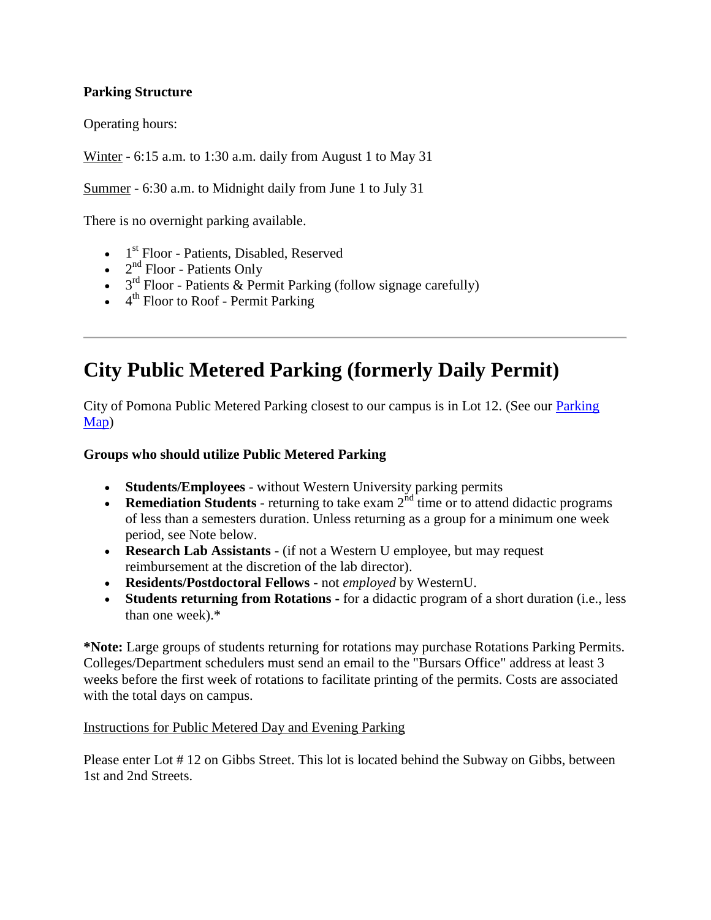**Parking Structure**

Operating hours:

Winter - 6:15 a.m. to 1:30 a.m. daily from August 1 to May 31

Summer - 6:30 a.m. to Midnight daily from June 1 to July 31

There is no overnight parking available.

- 1st Floor - Patients, Disabled, Reserved
- 2nd Floor - Patients Only
- 3rd Floor - Patients & Permit Parking (follow signage carefully)
- 4th Floor to Roof - Permit Parking

---

# City Public Metered Parking (formerly Daily Permit)

City of Pomona Public Metered Parking closest to our campus is in Lot 12. (See our Parking Map)

**Groups who should utilize Public Metered Parking**

- **Students/Employees** - without Western University parking permits
- **Remediation Students** - returning to take exam 2nd time or to attend didactic programs of less than a semesters duration. Unless returning as a group for a minimum one week period, see Note below.
- **Research Lab Assistants** - (if not a Western U employee, but may request reimbursement at the discretion of the lab director).
- **Residents/Postdoctoral Fellows** - not *employed* by WesternU.
- **Students returning from Rotations -** for a didactic program of a short duration (i.e., less than one week).*

***Note:** Large groups of students returning for rotations may purchase Rotations Parking Permits. Colleges/Department schedulers must send an email to the "Bursars Office" address at least 3 weeks before the first week of rotations to facilitate printing of the permits. Costs are associated with the total days on campus.

Instructions for Public Metered Day and Evening Parking

Please enter Lot # 12 on Gibbs Street. This lot is located behind the Subway on Gibbs, between 1st and 2nd Streets.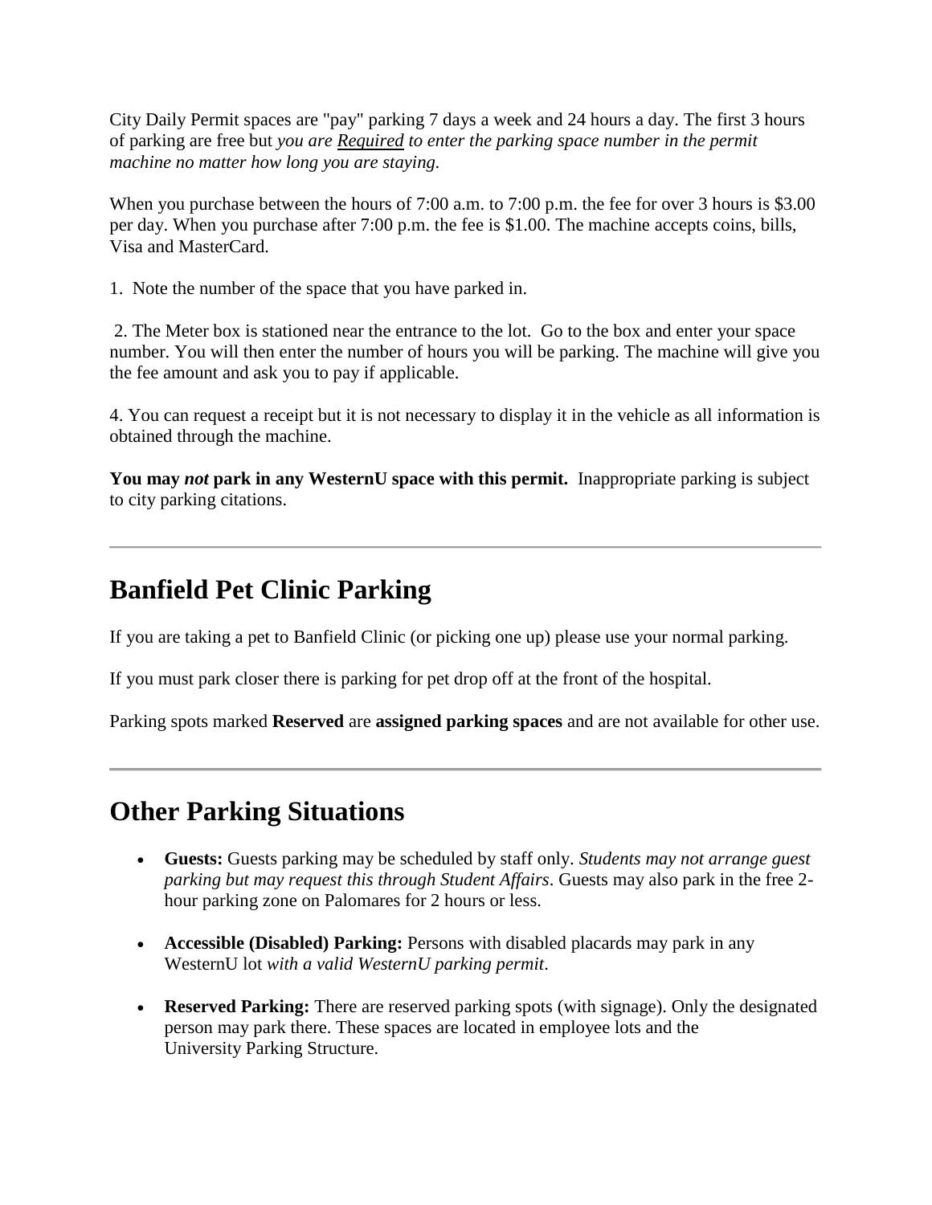City Daily Permit spaces are "pay" parking 7 days a week and 24 hours a day. The first 3 hours of parking are free but *you are Required to enter the parking space number in the permit machine no matter how long you are staying.*

When you purchase between the hours of 7:00 a.m. to 7:00 p.m. the fee for over 3 hours is $3.00 per day. When you purchase after 7:00 p.m. the fee is $1.00. The machine accepts coins, bills, Visa and MasterCard.

1. Note the number of the space that you have parked in.

2. The Meter box is stationed near the entrance to the lot. Go to the box and enter your space number. You will then enter the number of hours you will be parking. The machine will give you the fee amount and ask you to pay if applicable.

4. You can request a receipt but it is not necessary to display it in the vehicle as all information is obtained through the machine.

**You may *not* park in any WesternU space with this permit.** Inappropriate parking is subject to city parking citations.

---

## Banfield Pet Clinic Parking

If you are taking a pet to Banfield Clinic (or picking one up) please use your normal parking.

If you must park closer there is parking for pet drop off at the front of the hospital.

Parking spots marked **Reserved** are **assigned parking spaces** and are not available for other use.

---

## Other Parking Situations

- **Guests:** Guests parking may be scheduled by staff only. *Students may not arrange guest parking but may request this through Student Affairs*. Guests may also park in the free 2-hour parking zone on Palomares for 2 hours or less.
- **Accessible (Disabled) Parking:** Persons with disabled placards may park in any WesternU lot *with a valid WesternU parking permit*.
- **Reserved Parking:** There are reserved parking spots (with signage). Only the designated person may park there. These spaces are located in employee lots and the University Parking Structure.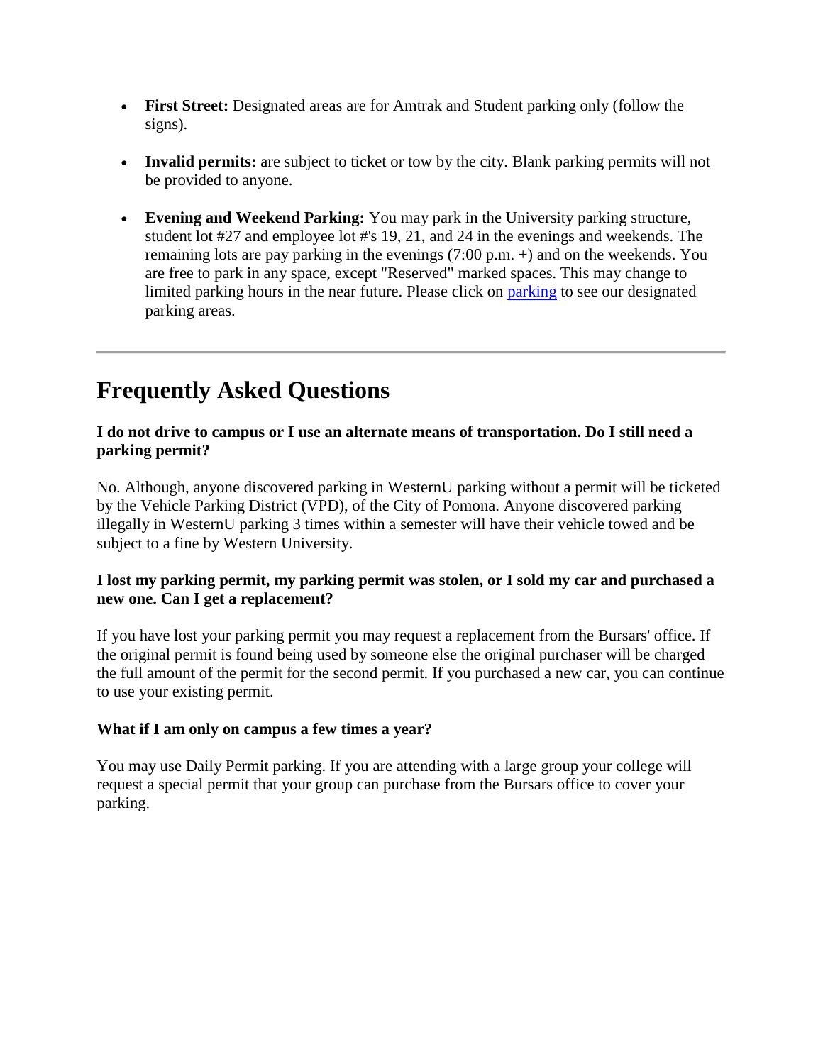- **First Street:** Designated areas are for Amtrak and Student parking only (follow the signs).
- **Invalid permits:** are subject to ticket or tow by the city. Blank parking permits will not be provided to anyone.
- **Evening and Weekend Parking:** You may park in the University parking structure, student lot #27 and employee lot #'s 19, 21, and 24 in the evenings and weekends. The remaining lots are pay parking in the evenings (7:00 p.m. +) and on the weekends. You are free to park in any space, except "Reserved" marked spaces. This may change to limited parking hours in the near future. Please click on parking to see our designated parking areas.

---

# Frequently Asked Questions

**I do not drive to campus or I use an alternate means of transportation. Do I still need a parking permit?**

No. Although, anyone discovered parking in WesternU parking without a permit will be ticketed by the Vehicle Parking District (VPD), of the City of Pomona. Anyone discovered parking illegally in WesternU parking 3 times within a semester will have their vehicle towed and be subject to a fine by Western University.

**I lost my parking permit, my parking permit was stolen, or I sold my car and purchased a new one. Can I get a replacement?**

If you have lost your parking permit you may request a replacement from the Bursars' office. If the original permit is found being used by someone else the original purchaser will be charged the full amount of the permit for the second permit. If you purchased a new car, you can continue to use your existing permit.

**What if I am only on campus a few times a year?**

You may use Daily Permit parking. If you are attending with a large group your college will request a special permit that your group can purchase from the Bursars office to cover your parking.